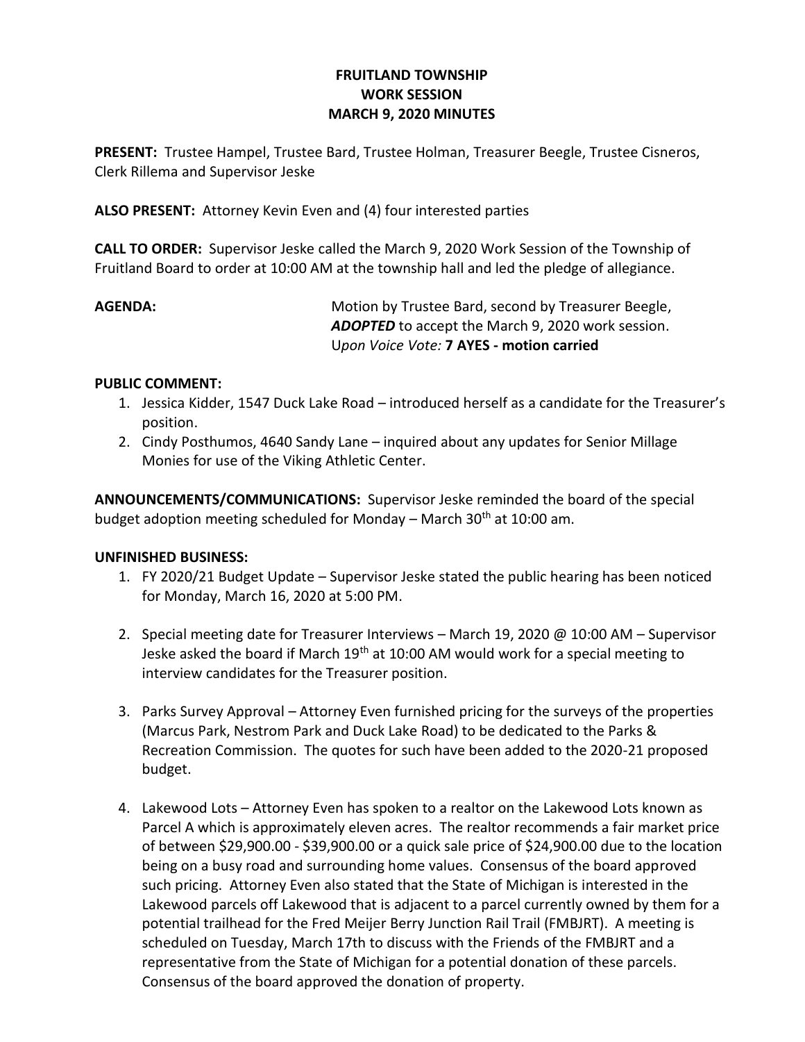**FRUITLAND TOWNSHIP**
**WORK SESSION**
**MARCH 9, 2020 MINUTES**

**PRESENT:** Trustee Hampel, Trustee Bard, Trustee Holman, Treasurer Beegle, Trustee Cisneros, Clerk Rillema and Supervisor Jeske

**ALSO PRESENT:** Attorney Kevin Even and (4) four interested parties

**CALL TO ORDER:** Supervisor Jeske called the March 9, 2020 Work Session of the Township of Fruitland Board to order at 10:00 AM at the township hall and led the pledge of allegiance.

**AGENDA:** Motion by Trustee Bard, second by Treasurer Beegle, ***ADOPTED*** to accept the March 9, 2020 work session. U*pon Voice Vote:* **7 AYES - motion carried**

**PUBLIC COMMENT:**

1. Jessica Kidder, 1547 Duck Lake Road – introduced herself as a candidate for the Treasurer's position.
2. Cindy Posthumos, 4640 Sandy Lane – inquired about any updates for Senior Millage Monies for use of the Viking Athletic Center.

**ANNOUNCEMENTS/COMMUNICATIONS:** Supervisor Jeske reminded the board of the special budget adoption meeting scheduled for Monday – March 30th at 10:00 am.

**UNFINISHED BUSINESS:**

1. FY 2020/21 Budget Update – Supervisor Jeske stated the public hearing has been noticed for Monday, March 16, 2020 at 5:00 PM.

2. Special meeting date for Treasurer Interviews – March 19, 2020 @ 10:00 AM – Supervisor Jeske asked the board if March 19th at 10:00 AM would work for a special meeting to interview candidates for the Treasurer position.

3. Parks Survey Approval – Attorney Even furnished pricing for the surveys of the properties (Marcus Park, Nestrom Park and Duck Lake Road) to be dedicated to the Parks & Recreation Commission. The quotes for such have been added to the 2020-21 proposed budget.

4. Lakewood Lots – Attorney Even has spoken to a realtor on the Lakewood Lots known as Parcel A which is approximately eleven acres. The realtor recommends a fair market price of between $29,900.00 - $39,900.00 or a quick sale price of $24,900.00 due to the location being on a busy road and surrounding home values. Consensus of the board approved such pricing. Attorney Even also stated that the State of Michigan is interested in the Lakewood parcels off Lakewood that is adjacent to a parcel currently owned by them for a potential trailhead for the Fred Meijer Berry Junction Rail Trail (FMBJRT). A meeting is scheduled on Tuesday, March 17th to discuss with the Friends of the FMBJRT and a representative from the State of Michigan for a potential donation of these parcels. Consensus of the board approved the donation of property.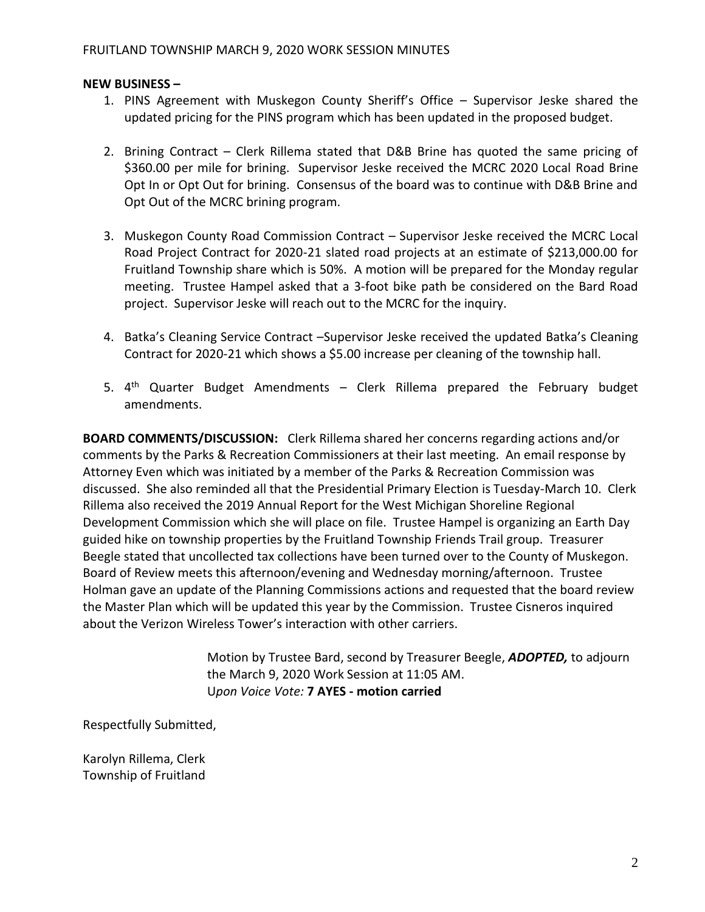**NEW BUSINESS –**

1. PINS Agreement with Muskegon County Sheriff's Office – Supervisor Jeske shared the updated pricing for the PINS program which has been updated in the proposed budget.

2. Brining Contract – Clerk Rillema stated that D&B Brine has quoted the same pricing of $360.00 per mile for brining. Supervisor Jeske received the MCRC 2020 Local Road Brine Opt In or Opt Out for brining. Consensus of the board was to continue with D&B Brine and Opt Out of the MCRC brining program.

3. Muskegon County Road Commission Contract – Supervisor Jeske received the MCRC Local Road Project Contract for 2020-21 slated road projects at an estimate of $213,000.00 for Fruitland Township share which is 50%. A motion will be prepared for the Monday regular meeting. Trustee Hampel asked that a 3-foot bike path be considered on the Bard Road project. Supervisor Jeske will reach out to the MCRC for the inquiry.

4. Batka's Cleaning Service Contract –Supervisor Jeske received the updated Batka's Cleaning Contract for 2020-21 which shows a $5.00 increase per cleaning of the township hall.

5. 4th Quarter Budget Amendments – Clerk Rillema prepared the February budget amendments.

**BOARD COMMENTS/DISCUSSION:** Clerk Rillema shared her concerns regarding actions and/or comments by the Parks & Recreation Commissioners at their last meeting. An email response by Attorney Even which was initiated by a member of the Parks & Recreation Commission was discussed. She also reminded all that the Presidential Primary Election is Tuesday-March 10. Clerk Rillema also received the 2019 Annual Report for the West Michigan Shoreline Regional Development Commission which she will place on file. Trustee Hampel is organizing an Earth Day guided hike on township properties by the Fruitland Township Friends Trail group. Treasurer Beegle stated that uncollected tax collections have been turned over to the County of Muskegon. Board of Review meets this afternoon/evening and Wednesday morning/afternoon. Trustee Holman gave an update of the Planning Commissions actions and requested that the board review the Master Plan which will be updated this year by the Commission. Trustee Cisneros inquired about the Verizon Wireless Tower's interaction with other carriers.

Motion by Trustee Bard, second by Treasurer Beegle, ***ADOPTED,*** to adjourn the March 9, 2020 Work Session at 11:05 AM.
U*pon Voice Vote:* **7 AYES - motion carried**

Respectfully Submitted,

Karolyn Rillema, Clerk
Township of Fruitland